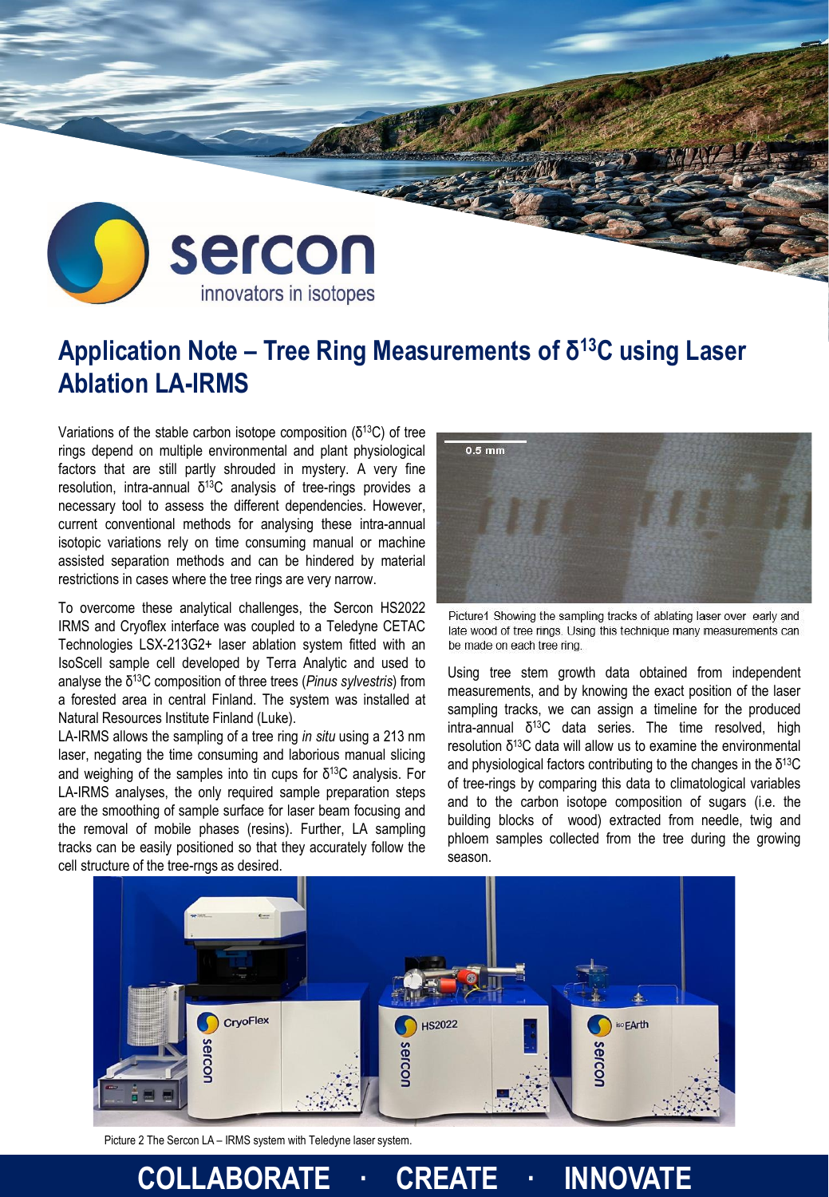# Application Note – Tree Ring Measurements of $\delta^{13}C$ using Laser Ablation LA-IRMS

Variations of the stable carbon isotope composition ($\delta^{13}C$) of tree rings depend on multiple environmental and plant physiological factors that are still partly shrouded in mystery. A very fine resolution, intra-annual $\delta^{13}C$ analysis of tree-rings provides a necessary tool to assess the different dependencies. However, current conventional methods for analysing these intra-annual isotopic variations rely on time consuming manual or machine assisted separation methods and can be hindered by material restrictions in cases where the tree rings are very narrow.

To overcome these analytical challenges, the Sercon HS2022 IRMS and Cryoflex interface was coupled to a Teledyne CETAC Technologies LSX-213G2+ laser ablation system fitted with an IsoScell sample cell developed by Terra Analytic and used to analyse the $\delta^{13}C$ composition of three trees (*Pinus sylvestris*) from a forested area in central Finland. The system was installed at Natural Resources Institute Finland (Luke).

LA-IRMS allows the sampling of a tree ring *in situ* using a 213 nm laser, negating the time consuming and laborious manual slicing and weighing of the samples into tin cups for $\delta^{13}C$ analysis. For LA-IRMS analyses, the only required sample preparation steps are the smoothing of sample surface for laser beam focusing and the removal of mobile phases (resins). Further, LA sampling tracks can be easily positioned so that they accurately follow the cell structure of the tree-rngs as desired.

Picture1 Showing the sampling tracks of ablating laser over early and late wood of tree rings. Using this technique many measurements can be made on each tree ring.

Using tree stem growth data obtained from independent measurements, and by knowing the exact position of the laser sampling tracks, we can assign a timeline for the produced intra-annual $\delta^{13}C$ data series. The time resolved, high resolution $\delta^{13}C$ data will allow us to examine the environmental and physiological factors contributing to the changes in the $\delta^{13}C$ of tree-rings by comparing this data to climatological variables and to the carbon isotope composition of sugars (i.e. the building blocks of wood) extracted from needle, twig and phloem samples collected from the tree during the growing season.

Picture 2 The Sercon LA – IRMS system with Teledyne laser system.

**COLLABORATE · CREATE · INNOVATE**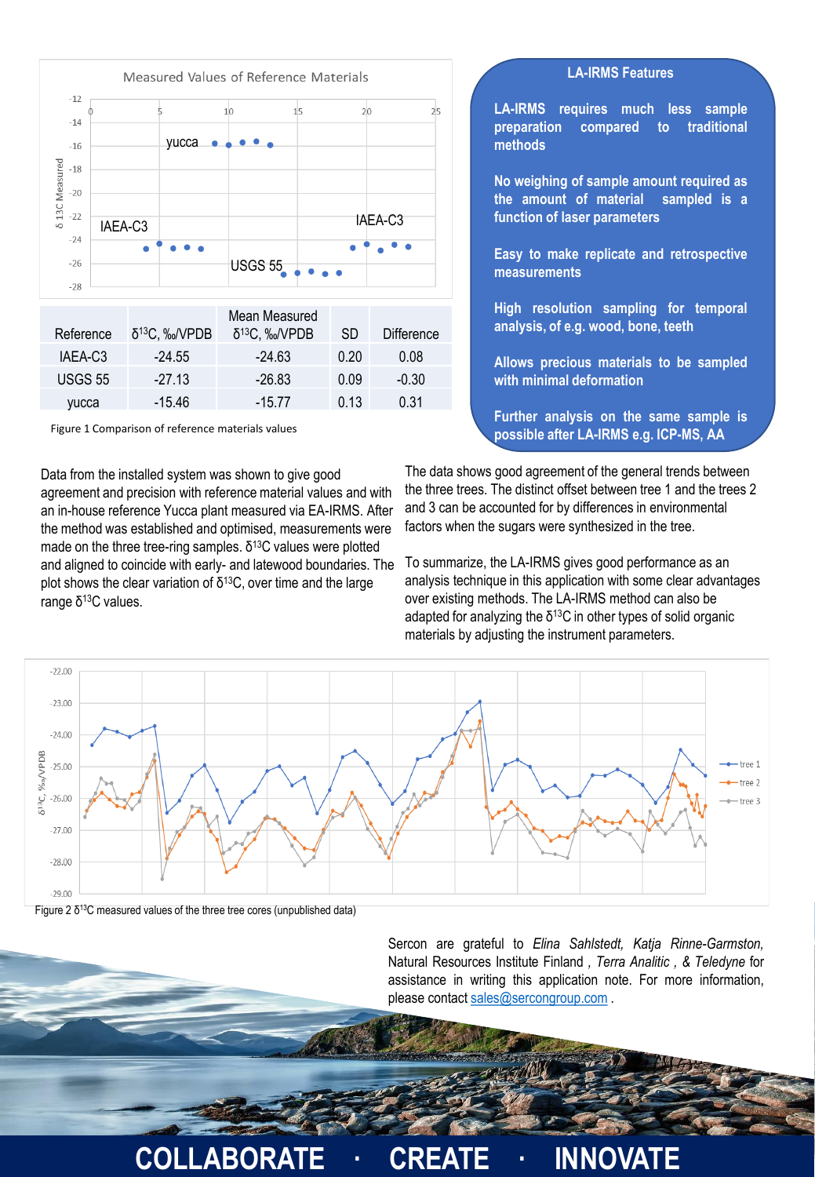Measured Values of Reference Materials

δ 13C Measured

-12
-14
-16
-18
-20
-22
-24
-26
-28

0 5 10 15 20 25

yucca

IAEA-C3

IAEA-C3

USGS 55

| Reference | $\delta^{13}C$, ‰/VPDB | Mean Measured $\delta^{13}C$, ‰/VPDB | SD | Difference |
|---|---|---|---|---|
| IAEA-C3 | -24.55 | -24.63 | 0.20 | 0.08 |
| USGS 55 | -27.13 | -26.83 | 0.09 | -0.30 |
| yucca | -15.46 | -15.77 | 0.13 | 0.31 |

Figure 1 Comparison of reference materials values

## LA-IRMS Features

LA-IRMS requires much less sample preparation compared to traditional methods

No weighing of sample amount required as the amount of material sampled is a function of laser parameters

Easy to make replicate and retrospective measurements

High resolution sampling for temporal analysis, of e.g. wood, bone, teeth

Allows precious materials to be sampled with minimal deformation

Further analysis on the same sample is possible after LA-IRMS e.g. ICP-MS, AA

Data from the installed system was shown to give good agreement and precision with reference material values and with an in-house reference Yucca plant measured via EA-IRMS. After the method was established and optimised, measurements were made on the three tree-ring samples. $\delta^{13}C$ values were plotted and aligned to coincide with early- and latewood boundaries. The plot shows the clear variation of $\delta^{13}C$, over time and the large range $\delta^{13}C$ values.

The data shows good agreement of the general trends between the three trees. The distinct offset between tree 1 and the trees 2 and 3 can be accounted for by differences in environmental factors when the sugars were synthesized in the tree.

To summarize, the LA-IRMS gives good performance as an analysis technique in this application with some clear advantages over existing methods. The LA-IRMS method can also be adapted for analyzing the $\delta^{13}C$ in other types of solid organic materials by adjusting the instrument parameters.

$\delta^{13}C$, ‰/VPDB

-22.00
-23.00
-24.00
-25.00
-26.00
-27.00
-28.00
-29.00

tree 1
tree 2
tree 3

Figure 2 $\delta^{13}C$ measured values of the three tree cores (unpublished data)

Sercon are grateful to *Elina Sahlstedt, Katja Rinne-Garmston,* Natural Resources Institute Finland , *Terra Analitic* , & *Teledyne* for assistance in writing this application note. For more information, please contact sales@sercongroup.com .

**COLLABORATE · CREATE · INNOVATE**